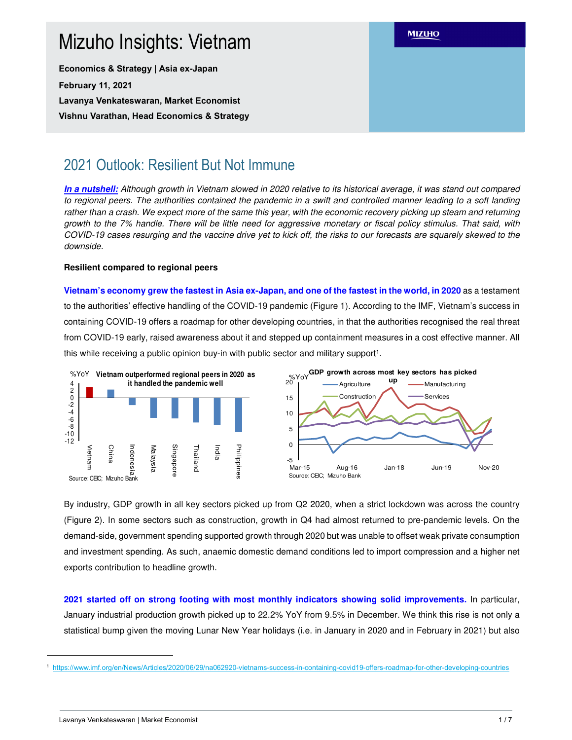# Mizuho Insights: Vietnam

**Economics & Strategy | Asia ex-Japan**

**February 11, 2021**

**Lavanya Venkateswaran, Market Economist**

**Vishnu Varathan, Head Economics & Strategy**

## 2021 Outlook: Resilient But Not Immune

***In a nutshell:*** *Although growth in Vietnam slowed in 2020 relative to its historical average, it was stand out compared to regional peers. The authorities contained the pandemic in a swift and controlled manner leading to a soft landing rather than a crash. We expect more of the same this year, with the economic recovery picking up steam and returning growth to the 7% handle. There will be little need for aggressive monetary or fiscal policy stimulus. That said, with COVID-19 cases resurging and the vaccine drive yet to kick off, the risks to our forecasts are squarely skewed to the downside.*

**Resilient compared to regional peers**

**Vietnam's economy grew the fastest in Asia ex-Japan, and one of the fastest in the world, in 2020** as a testament to the authorities' effective handling of the COVID-19 pandemic (Figure 1). According to the IMF, Vietnam's success in containing COVID-19 offers a roadmap for other developing countries, in that the authorities recognised the real threat from COVID-19 early, raised awareness about it and stepped up containment measures in a cost effective manner. All this while receiving a public opinion buy-in with public sector and military support[1].

Vietnam outperformed regional peers in 2020 as it handled the pandemic well (%YoY)

Source: CEIC; Mizuho Bank

GDP growth across most key sectors has picked up (%YoY)

Source: CEIC; Mizuho Bank

By industry, GDP growth in all key sectors picked up from Q2 2020, when a strict lockdown was across the country (Figure 2). In some sectors such as construction, growth in Q4 had almost returned to pre-pandemic levels. On the demand-side, government spending supported growth through 2020 but was unable to offset weak private consumption and investment spending. As such, anaemic domestic demand conditions led to import compression and a higher net exports contribution to headline growth.

**2021 started off on strong footing with most monthly indicators showing solid improvements.** In particular, January industrial production growth picked up to 22.2% YoY from 9.5% in December. We think this rise is not only a statistical bump given the moving Lunar New Year holidays (i.e. in January in 2020 and in February in 2021) but also

[1] https://www.imf.org/en/News/Articles/2020/06/29/na062920-vietnams-success-in-containing-covid19-offers-roadmap-for-other-developing-countries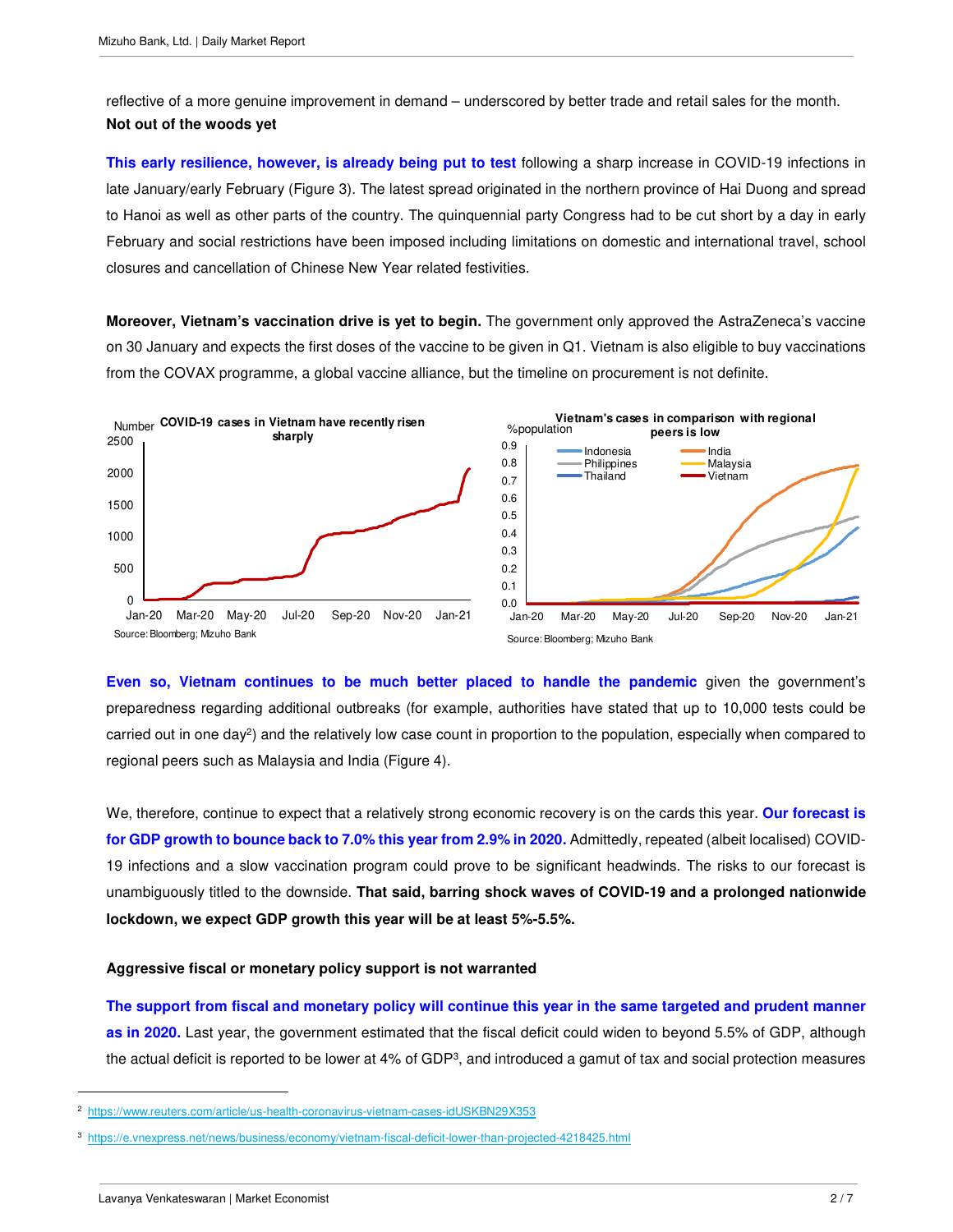reflective of a more genuine improvement in demand – underscored by better trade and retail sales for the month.

**Not out of the woods yet**

**This early resilience, however, is already being put to test** following a sharp increase in COVID-19 infections in late January/early February (Figure 3). The latest spread originated in the northern province of Hai Duong and spread to Hanoi as well as other parts of the country. The quinquennial party Congress had to be cut short by a day in early February and social restrictions have been imposed including limitations on domestic and international travel, school closures and cancellation of Chinese New Year related festivities.

**Moreover, Vietnam's vaccination drive is yet to begin.** The government only approved the AstraZeneca's vaccine on 30 January and expects the first doses of the vaccine to be given in Q1. Vietnam is also eligible to buy vaccinations from the COVAX programme, a global vaccine alliance, but the timeline on procurement is not definite.

**COVID-19 cases in Vietnam have recently risen sharply**

Source: Bloomberg; Mizuho Bank

**Vietnam's cases in comparison with regional peers is low**

Source: Bloomberg; Mizuho Bank

**Even so, Vietnam continues to be much better placed to handle the pandemic** given the government's preparedness regarding additional outbreaks (for example, authorities have stated that up to 10,000 tests could be carried out in one day[2]) and the relatively low case count in proportion to the population, especially when compared to regional peers such as Malaysia and India (Figure 4).

We, therefore, continue to expect that a relatively strong economic recovery is on the cards this year. **Our forecast is for GDP growth to bounce back to 7.0% this year from 2.9% in 2020.** Admittedly, repeated (albeit localised) COVID-19 infections and a slow vaccination program could prove to be significant headwinds. The risks to our forecast is unambiguously titled to the downside. **That said, barring shock waves of COVID-19 and a prolonged nationwide lockdown, we expect GDP growth this year will be at least 5%-5.5%.**

**Aggressive fiscal or monetary policy support is not warranted**

**The support from fiscal and monetary policy will continue this year in the same targeted and prudent manner as in 2020.** Last year, the government estimated that the fiscal deficit could widen to beyond 5.5% of GDP, although the actual deficit is reported to be lower at 4% of GDP[3], and introduced a gamut of tax and social protection measures

---

[2] https://www.reuters.com/article/us-health-coronavirus-vietnam-cases-idUSKBN29X353

[3] https://e.vnexpress.net/news/business/economy/vietnam-fiscal-deficit-lower-than-projected-4218425.html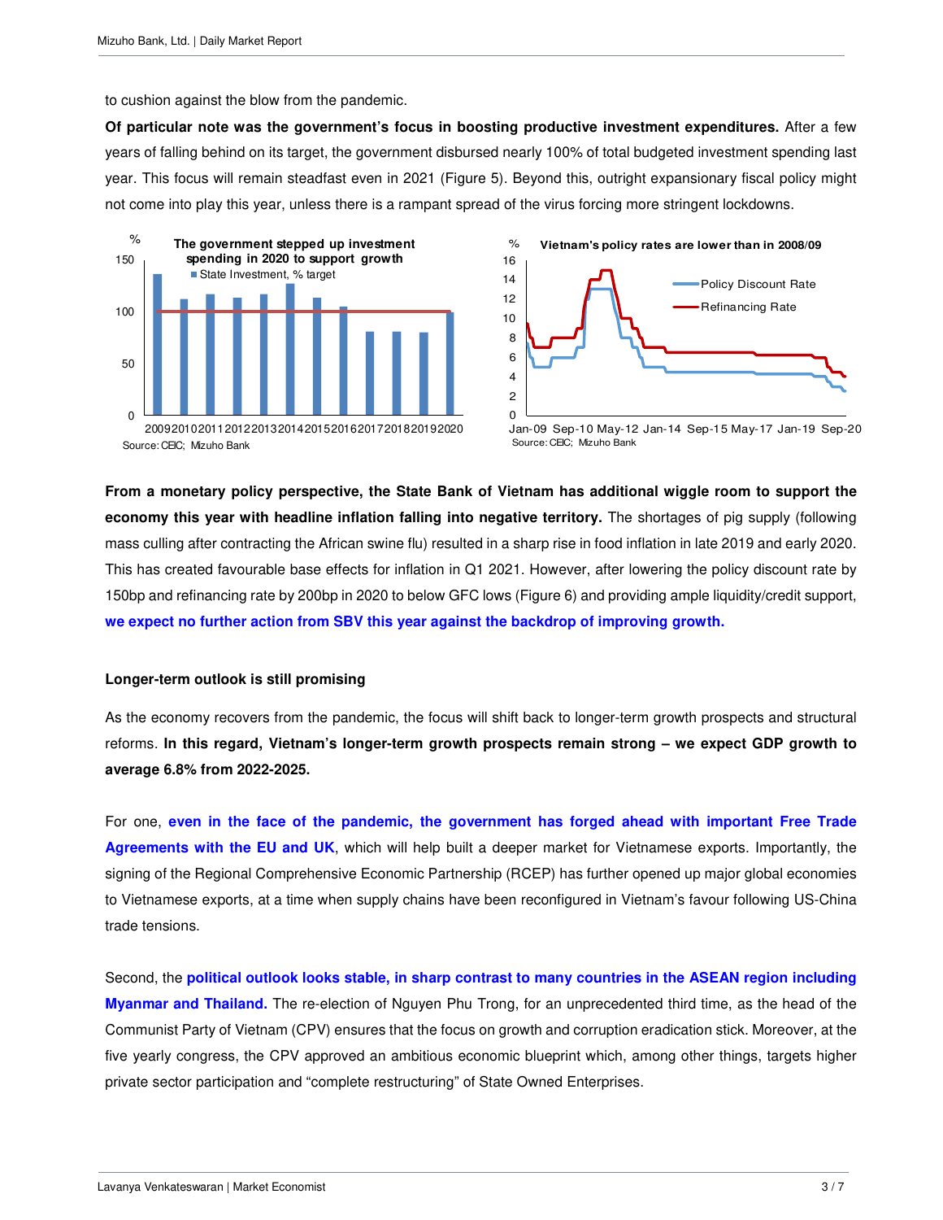to cushion against the blow from the pandemic.

**Of particular note was the government's focus in boosting productive investment expenditures.** After a few years of falling behind on its target, the government disbursed nearly 100% of total budgeted investment spending last year. This focus will remain steadfast even in 2021 (Figure 5). Beyond this, outright expansionary fiscal policy might not come into play this year, unless there is a rampant spread of the virus forcing more stringent lockdowns.

**The government stepped up investment spending in 2020 to support growth**

Source: CEIC; Mizuho Bank

**Vietnam's policy rates are lower than in 2008/09**

Source: CEIC; Mizuho Bank

**From a monetary policy perspective, the State Bank of Vietnam has additional wiggle room to support the economy this year with headline inflation falling into negative territory.** The shortages of pig supply (following mass culling after contracting the African swine flu) resulted in a sharp rise in food inflation in late 2019 and early 2020. This has created favourable base effects for inflation in Q1 2021. However, after lowering the policy discount rate by 150bp and refinancing rate by 200bp in 2020 to below GFC lows (Figure 6) and providing ample liquidity/credit support, **we expect no further action from SBV this year against the backdrop of improving growth.**

**Longer-term outlook is still promising**

As the economy recovers from the pandemic, the focus will shift back to longer-term growth prospects and structural reforms. **In this regard, Vietnam's longer-term growth prospects remain strong – we expect GDP growth to average 6.8% from 2022-2025.**

For one, **even in the face of the pandemic, the government has forged ahead with important Free Trade Agreements with the EU and UK**, which will help built a deeper market for Vietnamese exports. Importantly, the signing of the Regional Comprehensive Economic Partnership (RCEP) has further opened up major global economies to Vietnamese exports, at a time when supply chains have been reconfigured in Vietnam's favour following US-China trade tensions.

Second, the **political outlook looks stable, in sharp contrast to many countries in the ASEAN region including Myanmar and Thailand.** The re-election of Nguyen Phu Trong, for an unprecedented third time, as the head of the Communist Party of Vietnam (CPV) ensures that the focus on growth and corruption eradication stick. Moreover, at the five yearly congress, the CPV approved an ambitious economic blueprint which, among other things, targets higher private sector participation and "complete restructuring" of State Owned Enterprises.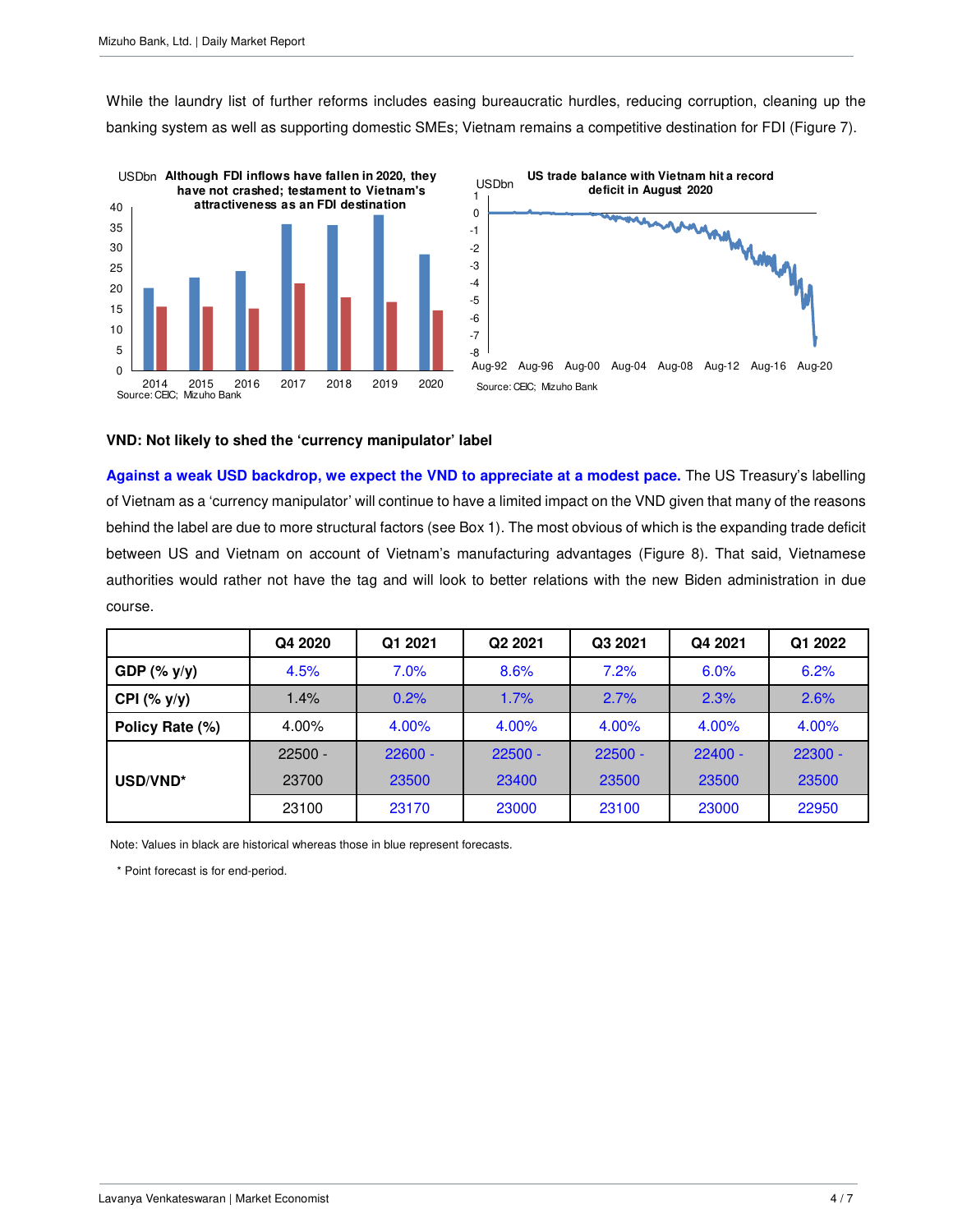While the laundry list of further reforms includes easing bureaucratic hurdles, reducing corruption, cleaning up the banking system as well as supporting domestic SMEs; Vietnam remains a competitive destination for FDI (Figure 7).

**Although FDI inflows have fallen in 2020, they have not crashed; testament to Vietnam's attractiveness as an FDI destination**

Source: CEIC; Mizuho Bank

**US trade balance with Vietnam hit a record deficit in August 2020**

Source: CEIC; Mizuho Bank

**VND: Not likely to shed the 'currency manipulator' label**

**Against a weak USD backdrop, we expect the VND to appreciate at a modest pace.** The US Treasury's labelling of Vietnam as a 'currency manipulator' will continue to have a limited impact on the VND given that many of the reasons behind the label are due to more structural factors (see Box 1). The most obvious of which is the expanding trade deficit between US and Vietnam on account of Vietnam's manufacturing advantages (Figure 8). That said, Vietnamese authorities would rather not have the tag and will look to better relations with the new Biden administration in due course.

| | Q4 2020 | Q1 2021 | Q2 2021 | Q3 2021 | Q4 2021 | Q1 2022 |
|---|---|---|---|---|---|---|
| **GDP (% y/y)** | 4.5% | 7.0% | 8.6% | 7.2% | 6.0% | 6.2% |
| **CPI (% y/y)** | 1.4% | 0.2% | 1.7% | 2.7% | 2.3% | 2.6% |
| **Policy Rate (%)** | 4.00% | 4.00% | 4.00% | 4.00% | 4.00% | 4.00% |
| **USD/VND*** | 22500 - 23700 | 22600 - 23500 | 22500 - 23400 | 22500 - 23500 | 22400 - 23500 | 22300 - 23500 |
| | 23100 | 23170 | 23000 | 23100 | 23000 | 22950 |

Note: Values in black are historical whereas those in blue represent forecasts.

\* Point forecast is for end-period.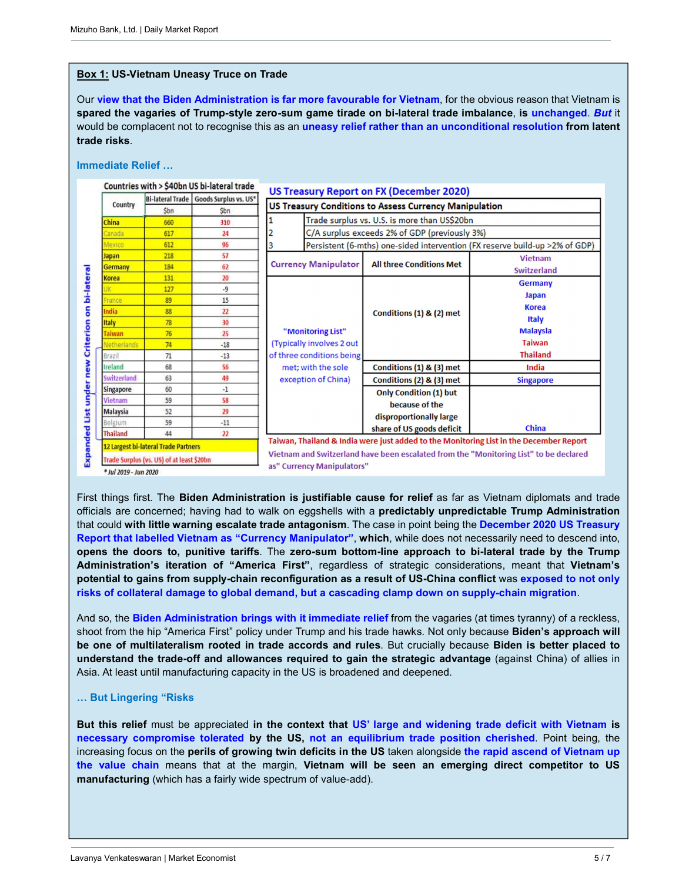**Box 1: US-Vietnam Uneasy Truce on Trade**

Our **view that the Biden Administration is far more favourable for Vietnam**, for the obvious reason that Vietnam is **spared the vagaries of Trump-style zero-sum game tirade on bi-lateral trade imbalance, is unchanged**. ***But*** it would be complacent not to recognise this as an **uneasy relief rather than an unconditional resolution from latent trade risks**.

### Immediate Relief …

**Countries with > $40bn US bi-lateral trade**

*Expanded List under new Criterion on bi-lateral*

| Country | Bi-lateral Trade ($bn) | Goods Surplus vs. US* ($bn) |
|---|---|---|
| China | 660 | 310 |
| Canada | 617 | 24 |
| Mexico | 612 | 96 |
| Japan | 218 | 57 |
| Germany | 184 | 62 |
| Korea | 131 | 20 |
| UK | 127 | -9 |
| France | 89 | 15 |
| India | 88 | 22 |
| Italy | 78 | 30 |
| Taiwan | 76 | 25 |
| Netherlands | 74 | -18 |
| Brazil | 71 | -13 |
| Ireland | 68 | 56 |
| Switzerland | 63 | 49 |
| Singapore | 60 | -1 |
| Vietnam | 59 | 58 |
| Malaysia | 52 | 29 |
| Belgium | 59 | -11 |
| Thailand | 44 | 22 |

12 Largest bi-lateral Trade Partners

Trade Surplus (vs. US) of at least $20bn

\* Jul 2019 - Jun 2020

**US Treasury Report on FX (December 2020)**

| US Treasury Conditions to Assess Currency Manipulation | | |
|---|---|---|
| 1 | Trade surplus vs. U.S. is more than US$20bn | |
| 2 | C/A surplus exceeds 2% of GDP (previously 3%) | |
| 3 | Persistent (6-mths) one-sided intervention (FX reserve build-up >2% of GDP) | |
| Currency Manipulator | All three Conditions Met | Vietnam, Switzerland |
| "Monitoring List" (Typically involves 2 out of three conditions being met; with the sole exception of China) | Conditions (1) & (2) met | Germany, Japan, Korea, Italy, Malaysia, Taiwan, Thailand |
| | Conditions (1) & (3) met | India |
| | Conditions (2) & (3) met | Singapore |
| | Only Condition (1) but because of the disproportionally large share of US goods deficit | China |

Taiwan, Thailand & India were just added to the Monitoring List in the December Report

Vietnam and Switzerland have been escalated from the "Monitoring List" to be declared as" Currency Manipulators"

First things first. The **Biden Administration is justifiable cause for relief** as far as Vietnam diplomats and trade officials are concerned; having had to walk on eggshells with a **predictably unpredictable Trump Administration** that could **with little warning escalate trade antagonism**. The case in point being the **December 2020 US Treasury Report that labelled Vietnam as "Currency Manipulator", which**, while does not necessarily need to descend into, **opens the doors to, punitive tariffs**. The **zero-sum bottom-line approach to bi-lateral trade by the Trump Administration's iteration of "America First"**, regardless of strategic considerations, meant that **Vietnam's potential to gains from supply-chain reconfiguration as a result of US-China conflict** was **exposed to not only risks of collateral damage to global demand, but a cascading clamp down on supply-chain migration**.

And so, the **Biden Administration brings with it immediate relief** from the vagaries (at times tyranny) of a reckless, shoot from the hip "America First" policy under Trump and his trade hawks. Not only because **Biden's approach will be one of multilateralism rooted in trade accords and rules**. But crucially because **Biden is better placed to understand the trade-off and allowances required to gain the strategic advantage** (against China) of allies in Asia. At least until manufacturing capacity in the US is broadened and deepened.

### … But Lingering "Risks

**But this relief** must be appreciated **in the context that US' large and widening trade deficit with Vietnam is necessary compromise tolerated by the US, not an equilibrium trade position cherished**. Point being, the increasing focus on the **perils of growing twin deficits in the US** taken alongside **the rapid ascend of Vietnam up the value chain** means that at the margin, **Vietnam will be seen an emerging direct competitor to US manufacturing** (which has a fairly wide spectrum of value-add).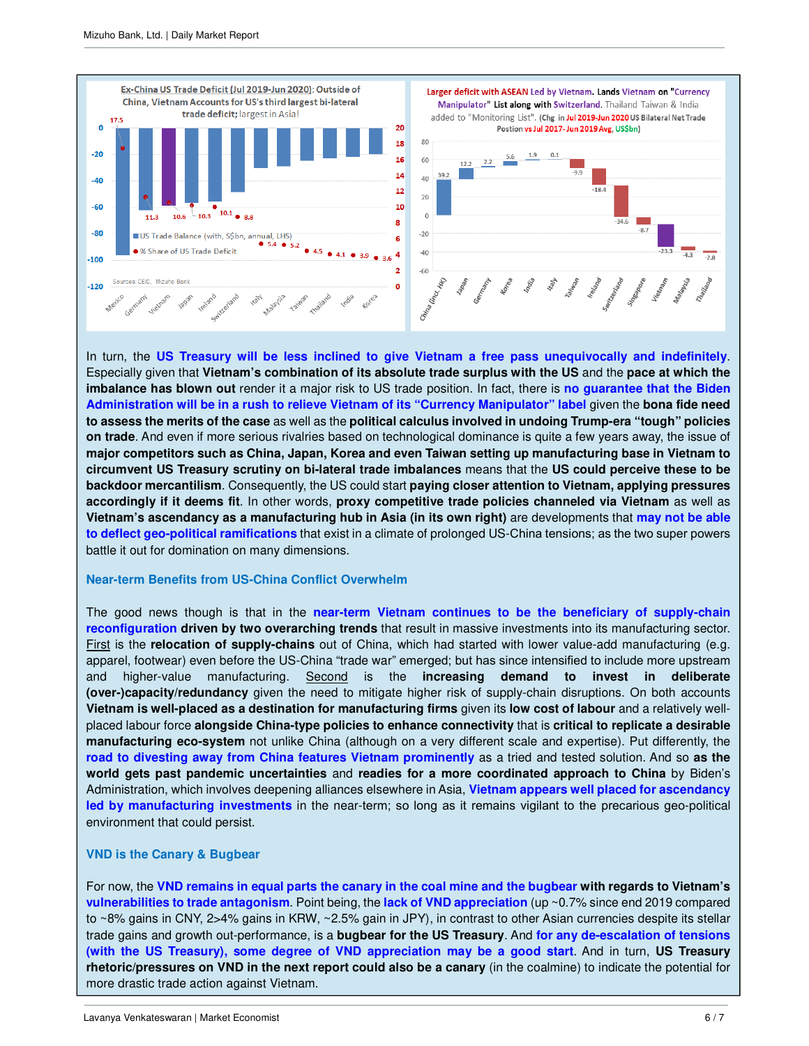**Ex-China US Trade Deficit (Jul 2019-Jun 2020): Outside of China, Vietnam Accounts for US's third largest bi-lateral trade deficit; largest in Asia!**

| Country | % Share of US Trade Deficit |
|---|---|
| Mexico | 17.5 |
| Germany | 11.3 |
| Vietnam | 10.6 |
| Japan | 10.3 |
| Ireland | 10.1 |
| Switzerland | 8.8 |
| Italy | 5.4 |
| Malaysia | 5.2 |
| Taiwan | 4.5 |
| Thailand | 4.1 |
| India | 3.9 |
| Korea | 3.6 |

Sources: CEIC, Mizuho Bank

**Larger deficit with ASEAN Led by Vietnam. Lands Vietnam on "Currency Manipulator" List along with Switzerland.** Thailand Taiwan & India added to "Monitoring List". **(Chg in Jul 2019-Jun 2020 US Bilateral Net Trade Postion vs Jul 2017-Jun 2019 Avg, US$bn)**

| Country | Change (US$bn) |
|---|---|
| China (incl. HK) | 39.2 |
| Japan | 12.2 |
| Germany | 2.2 |
| Korea | 5.6 |
| India | 1.9 |
| Italy | 0.1 |
| Taiwan | -9.9 |
| Ireland | -18.4 |
| Switzerland | -34.6 |
| Singapore | -8.7 |
| Vietnam | -23.3 |
| Malaysia | -4.3 |
| Thailand | -2.8 |

In turn, the **US Treasury will be less inclined to give Vietnam a free pass unequivocally and indefinitely**. Especially given that **Vietnam's combination of its absolute trade surplus with the US** and the **pace at which the imbalance has blown out** render it a major risk to US trade position. In fact, there is **no guarantee that the Biden Administration will be in a rush to relieve Vietnam of its "Currency Manipulator" label** given the **bona fide need to assess the merits of the case** as well as the **political calculus involved in undoing Trump-era "tough" policies on trade**. And even if more serious rivalries based on technological dominance is quite a few years away, the issue of **major competitors such as China, Japan, Korea and even Taiwan setting up manufacturing base in Vietnam to circumvent US Treasury scrutiny on bi-lateral trade imbalances** means that the **US could perceive these to be backdoor mercantilism**. Consequently, the US could start **paying closer attention to Vietnam, applying pressures accordingly if it deems fit**. In other words, **proxy competitive trade policies channeled via Vietnam** as well as **Vietnam's ascendancy as a manufacturing hub in Asia (in its own right)** are developments that **may not be able to deflect geo-political ramifications** that exist in a climate of prolonged US-China tensions; as the two super powers battle it out for domination on many dimensions.

## Near-term Benefits from US-China Conflict Overwhelm

The good news though is that in the **near-term Vietnam continues to be the beneficiary of supply-chain reconfiguration driven by two overarching trends** that result in massive investments into its manufacturing sector. First is the **relocation of supply-chains** out of China, which had started with lower value-add manufacturing (e.g. apparel, footwear) even before the US-China "trade war" emerged; but has since intensified to include more upstream and higher-value manufacturing. Second is the **increasing demand to invest in deliberate (over-)capacity/redundancy** given the need to mitigate higher risk of supply-chain disruptions. On both accounts **Vietnam is well-placed as a destination for manufacturing firms** given its **low cost of labour** and a relatively well-placed labour force **alongside China-type policies to enhance connectivity** that is **critical to replicate a desirable manufacturing eco-system** not unlike China (although on a very different scale and expertise). Put differently, the **road to divesting away from China features Vietnam prominently** as a tried and tested solution. And so **as the world gets past pandemic uncertainties** and **readies for a more coordinated approach to China** by Biden's Administration, which involves deepening alliances elsewhere in Asia, **Vietnam appears well placed for ascendancy led by manufacturing investments** in the near-term; so long as it remains vigilant to the precarious geo-political environment that could persist.

## VND is the Canary & Bugbear

For now, the **VND remains in equal parts the canary in the coal mine and the bugbear with regards to Vietnam's vulnerabilities to trade antagonism**. Point being, the **lack of VND appreciation** (up ~0.7% since end 2019 compared to ~8% gains in CNY, 2>4% gains in KRW, ~2.5% gain in JPY), in contrast to other Asian currencies despite its stellar trade gains and growth out-performance, is a **bugbear for the US Treasury**. And **for any de-escalation of tensions (with the US Treasury), some degree of VND appreciation may be a good start**. And in turn, **US Treasury rhetoric/pressures on VND in the next report could also be a canary** (in the coalmine) to indicate the potential for more drastic trade action against Vietnam.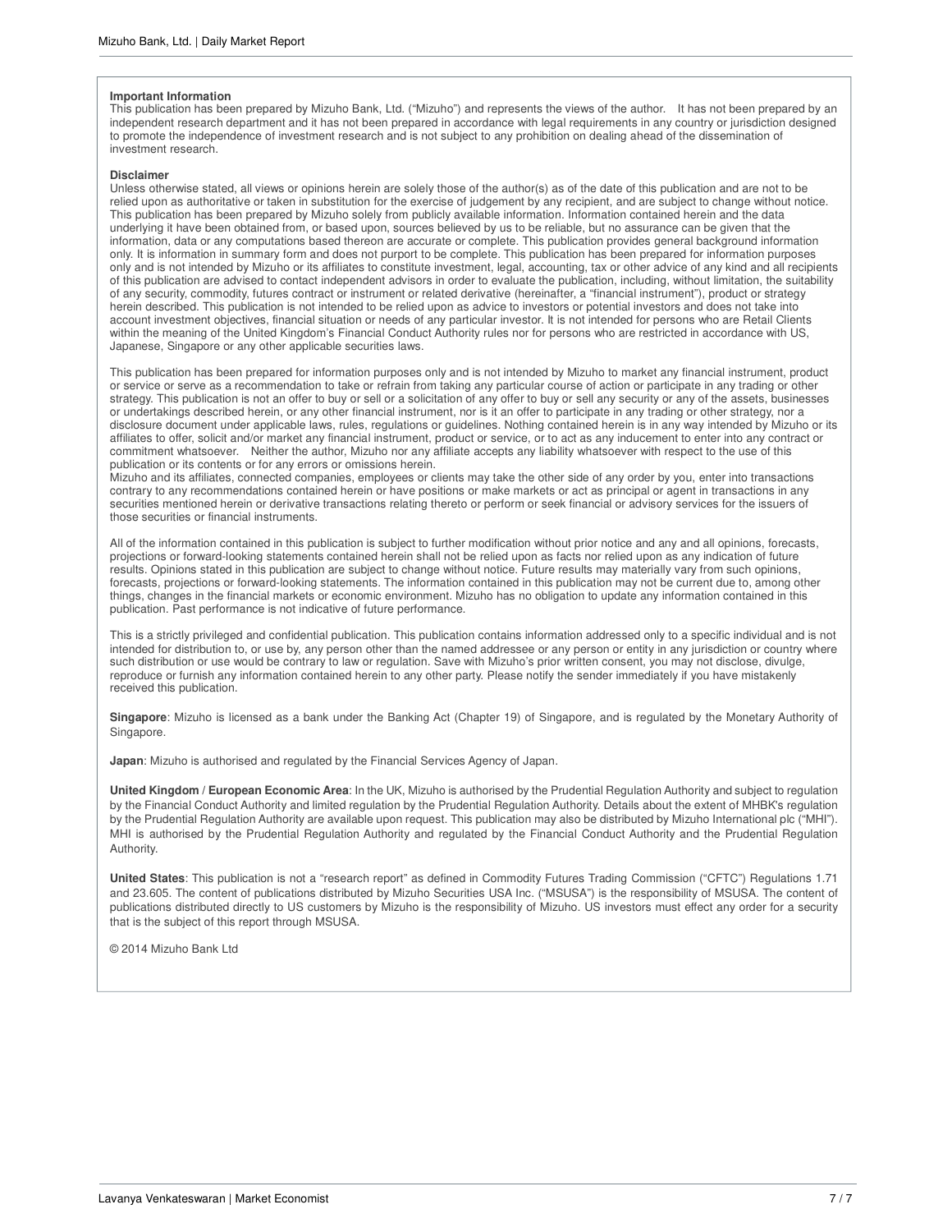**Important Information**

This publication has been prepared by Mizuho Bank, Ltd. ("Mizuho") and represents the views of the author. It has not been prepared by an independent research department and it has not been prepared in accordance with legal requirements in any country or jurisdiction designed to promote the independence of investment research and is not subject to any prohibition on dealing ahead of the dissemination of investment research.

**Disclaimer**

Unless otherwise stated, all views or opinions herein are solely those of the author(s) as of the date of this publication and are not to be relied upon as authoritative or taken in substitution for the exercise of judgement by any recipient, and are subject to change without notice. This publication has been prepared by Mizuho solely from publicly available information. Information contained herein and the data underlying it have been obtained from, or based upon, sources believed by us to be reliable, but no assurance can be given that the information, data or any computations based thereon are accurate or complete. This publication provides general background information only. It is information in summary form and does not purport to be complete. This publication has been prepared for information purposes only and is not intended by Mizuho or its affiliates to constitute investment, legal, accounting, tax or other advice of any kind and all recipients of this publication are advised to contact independent advisors in order to evaluate the publication, including, without limitation, the suitability of any security, commodity, futures contract or instrument or related derivative (hereinafter, a "financial instrument"), product or strategy herein described. This publication is not intended to be relied upon as advice to investors or potential investors and does not take into account investment objectives, financial situation or needs of any particular investor. It is not intended for persons who are Retail Clients within the meaning of the United Kingdom's Financial Conduct Authority rules nor for persons who are restricted in accordance with US, Japanese, Singapore or any other applicable securities laws.

This publication has been prepared for information purposes only and is not intended by Mizuho to market any financial instrument, product or service or serve as a recommendation to take or refrain from taking any particular course of action or participate in any trading or other strategy. This publication is not an offer to buy or sell or a solicitation of any offer to buy or sell any security or any of the assets, businesses or undertakings described herein, or any other financial instrument, nor is it an offer to participate in any trading or other strategy, nor a disclosure document under applicable laws, rules, regulations or guidelines. Nothing contained herein is in any way intended by Mizuho or its affiliates to offer, solicit and/or market any financial instrument, product or service, or to act as any inducement to enter into any contract or commitment whatsoever. Neither the author, Mizuho nor any affiliate accepts any liability whatsoever with respect to the use of this publication or its contents or for any errors or omissions herein.
Mizuho and its affiliates, connected companies, employees or clients may take the other side of any order by you, enter into transactions contrary to any recommendations contained herein or have positions or make markets or act as principal or agent in transactions in any securities mentioned herein or derivative transactions relating thereto or perform or seek financial or advisory services for the issuers of those securities or financial instruments.

All of the information contained in this publication is subject to further modification without prior notice and any and all opinions, forecasts, projections or forward-looking statements contained herein shall not be relied upon as facts nor relied upon as any indication of future results. Opinions stated in this publication are subject to change without notice. Future results may materially vary from such opinions, forecasts, projections or forward-looking statements. The information contained in this publication may not be current due to, among other things, changes in the financial markets or economic environment. Mizuho has no obligation to update any information contained in this publication. Past performance is not indicative of future performance.

This is a strictly privileged and confidential publication. This publication contains information addressed only to a specific individual and is not intended for distribution to, or use by, any person other than the named addressee or any person or entity in any jurisdiction or country where such distribution or use would be contrary to law or regulation. Save with Mizuho's prior written consent, you may not disclose, divulge, reproduce or furnish any information contained herein to any other party. Please notify the sender immediately if you have mistakenly received this publication.

**Singapore**: Mizuho is licensed as a bank under the Banking Act (Chapter 19) of Singapore, and is regulated by the Monetary Authority of Singapore.

**Japan**: Mizuho is authorised and regulated by the Financial Services Agency of Japan.

**United Kingdom / European Economic Area**: In the UK, Mizuho is authorised by the Prudential Regulation Authority and subject to regulation by the Financial Conduct Authority and limited regulation by the Prudential Regulation Authority. Details about the extent of MHBK's regulation by the Prudential Regulation Authority are available upon request. This publication may also be distributed by Mizuho International plc ("MHI"). MHI is authorised by the Prudential Regulation Authority and regulated by the Financial Conduct Authority and the Prudential Regulation Authority.

**United States**: This publication is not a "research report" as defined in Commodity Futures Trading Commission ("CFTC") Regulations 1.71 and 23.605. The content of publications distributed by Mizuho Securities USA Inc. ("MSUSA") is the responsibility of MSUSA. The content of publications distributed directly to US customers by Mizuho is the responsibility of Mizuho. US investors must effect any order for a security that is the subject of this report through MSUSA.

© 2014 Mizuho Bank Ltd